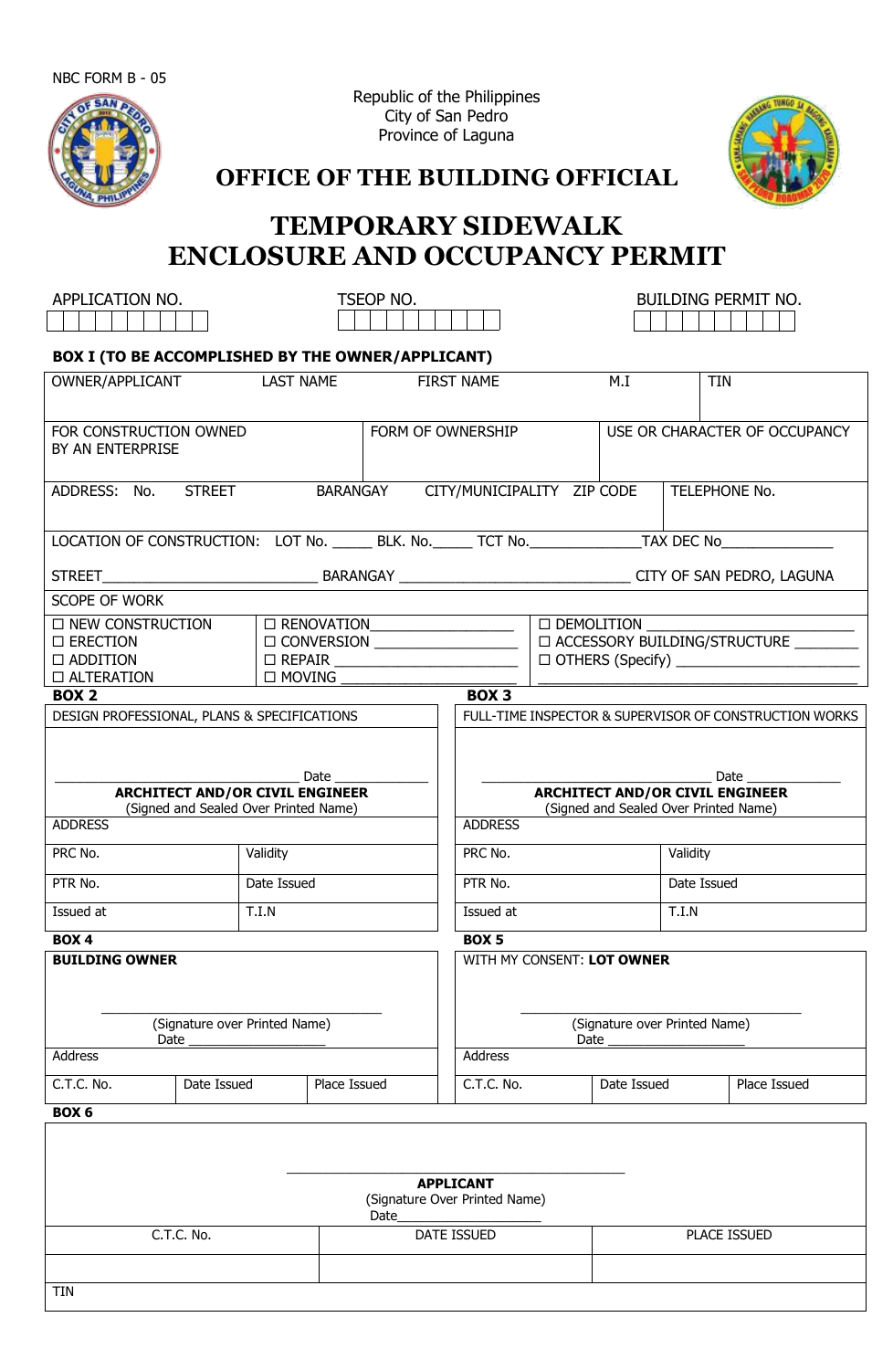NBC FORM B - 05

Republic of the Philippines
City of San Pedro
Province of Laguna

# OFFICE OF THE BUILDING OFFICIAL

# TEMPORARY SIDEWALK ENCLOSURE AND OCCUPANCY PERMIT

| APPLICATION NO. | TSEOP NO. | BUILDING PERMIT NO. |
|---|---|---|
| | | |

**BOX I (TO BE ACCOMPLISHED BY THE OWNER/APPLICANT)**

| OWNER/APPLICANT | LAST NAME | FIRST NAME | M.I | TIN |
|---|---|---|---|---|
| | | | | |

| FOR CONSTRUCTION OWNED BY AN ENTERPRISE | FORM OF OWNERSHIP | USE OR CHARACTER OF OCCUPANCY |
|---|---|---|
| | | |

| ADDRESS: No. | STREET | BARANGAY | CITY/MUNICIPALITY | ZIP CODE | TELEPHONE No. |
|---|---|---|---|---|---|
| | | | | | |

LOCATION OF CONSTRUCTION: LOT No. _____ BLK. No._____ TCT No.______________TAX DEC No______________

STREET___________________________ BARANGAY _____________________________ CITY OF SAN PEDRO, LAGUNA

SCOPE OF WORK

| | | |
|---|---|---|
| ☐ NEW CONSTRUCTION | ☐ RENOVATION_________________ | ☐ DEMOLITION ___________________________ |
| ☐ ERECTION | ☐ CONVERSION _________________ | ☐ ACCESSORY BUILDING/STRUCTURE ________ |
| ☐ ADDITION | ☐ REPAIR ______________________ | ☐ OTHERS (Specify) ________________________ |
| ☐ ALTERATION | ☐ MOVING ______________________ | |

| **BOX 2** | | **BOX 3** | |
|---|---|---|---|
| DESIGN PROFESSIONAL, PLANS & SPECIFICATIONS | | FULL-TIME INSPECTOR & SUPERVISOR OF CONSTRUCTION WORKS | |
| ______________________________ Date ____________ **ARCHITECT AND/OR CIVIL ENGINEER** (Signed and Sealed Over Printed Name) | | ______________________________ Date ____________ **ARCHITECT AND/OR CIVIL ENGINEER** (Signed and Sealed Over Printed Name) | |
| ADDRESS | | ADDRESS | |
| PRC No. | Validity | PRC No. | Validity |
| PTR No. | Date Issued | PTR No. | Date Issued |
| Issued at | T.I.N | Issued at | T.I.N |

| **BOX 4** | | | **BOX 5** | | |
|---|---|---|---|---|---|
| **BUILDING OWNER** | | | WITH MY CONSENT: **LOT OWNER** | | |
| ______________________________ (Signature over Printed Name) Date ________________ | | | ______________________________ (Signature over Printed Name) Date ________________ | | |
| Address | | | Address | | |
| C.T.C. No. | Date Issued | Place Issued | C.T.C. No. | Date Issued | Place Issued |

**BOX 6**

______________________________
**APPLICANT**
(Signature Over Printed Name)
Date__________________

| C.T.C. No. | DATE ISSUED | PLACE ISSUED |
|---|---|---|
| | | |

TIN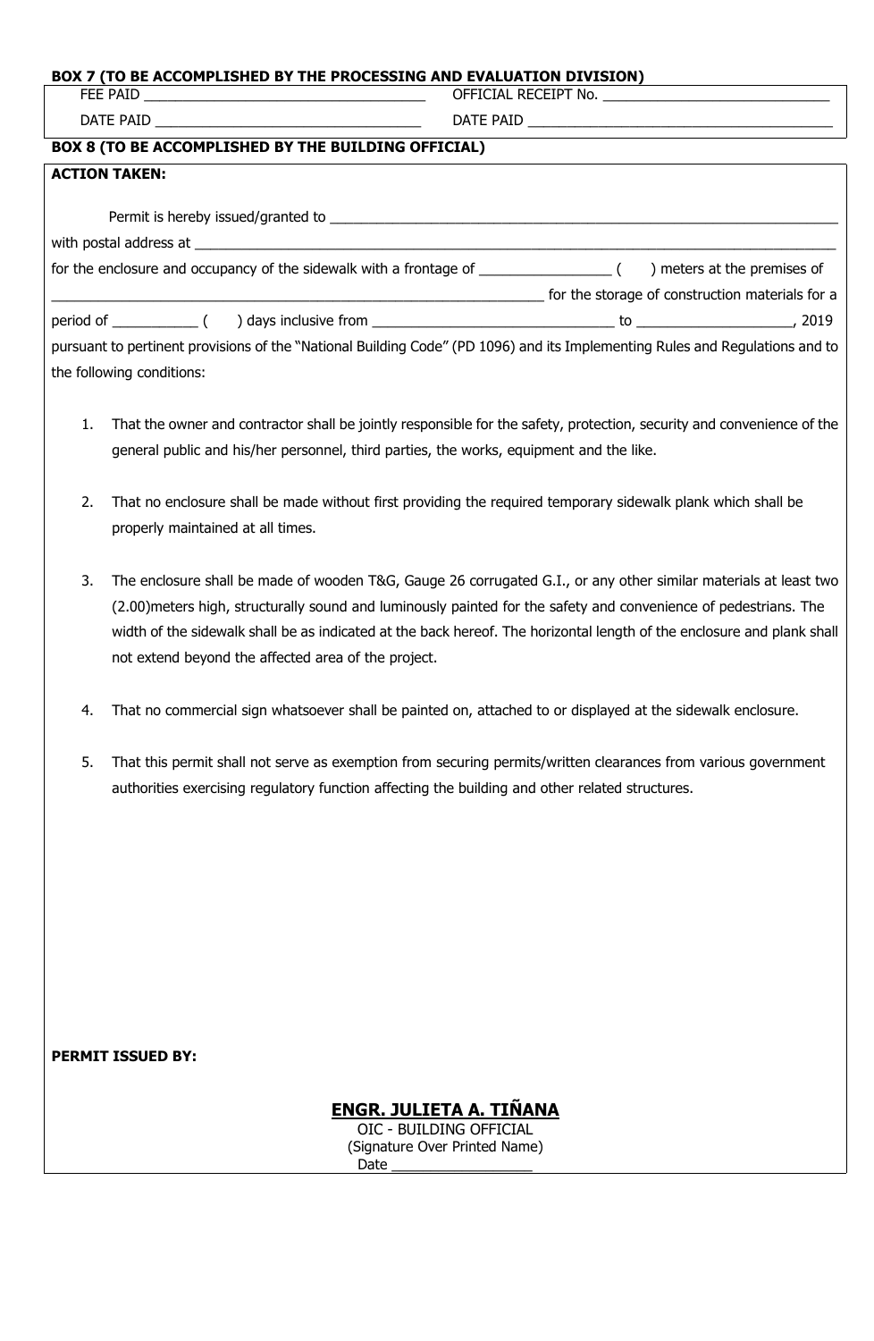**BOX 7 (TO BE ACCOMPLISHED BY THE PROCESSING AND EVALUATION DIVISION)**

| | |
|---|---|
| FEE PAID ___________________________________ | OFFICIAL RECEIPT No. ____________________________ |
| DATE PAID __________________________________ | DATE PAID ________________________________________ |

**BOX 8 (TO BE ACCOMPLISHED BY THE BUILDING OFFICIAL)**

**ACTION TAKEN:**

Permit is hereby issued/granted to ____________________________________________________________________

with postal address at ______________________________________________________________________________

for the enclosure and occupancy of the sidewalk with a frontage of _________________ (      ) meters at the premises of

_________________________________________________________________ for the storage of construction materials for a

period of ___________ (      ) days inclusive from _______________________________ to ____________________, 2019

pursuant to pertinent provisions of the "National Building Code" (PD 1096) and its Implementing Rules and Regulations and to the following conditions:

1. That the owner and contractor shall be jointly responsible for the safety, protection, security and convenience of the general public and his/her personnel, third parties, the works, equipment and the like.

2. That no enclosure shall be made without first providing the required temporary sidewalk plank which shall be properly maintained at all times.

3. The enclosure shall be made of wooden T&G, Gauge 26 corrugated G.I., or any other similar materials at least two (2.00)meters high, structurally sound and luminously painted for the safety and convenience of pedestrians. The width of the sidewalk shall be as indicated at the back hereof. The horizontal length of the enclosure and plank shall not extend beyond the affected area of the project.

4. That no commercial sign whatsoever shall be painted on, attached to or displayed at the sidewalk enclosure.

5. That this permit shall not serve as exemption from securing permits/written clearances from various government authorities exercising regulatory function affecting the building and other related structures.

**PERMIT ISSUED BY:**

**ENGR. JULIETA A. TIÑANA**
OIC - BUILDING OFFICIAL
(Signature Over Printed Name)
Date __________________